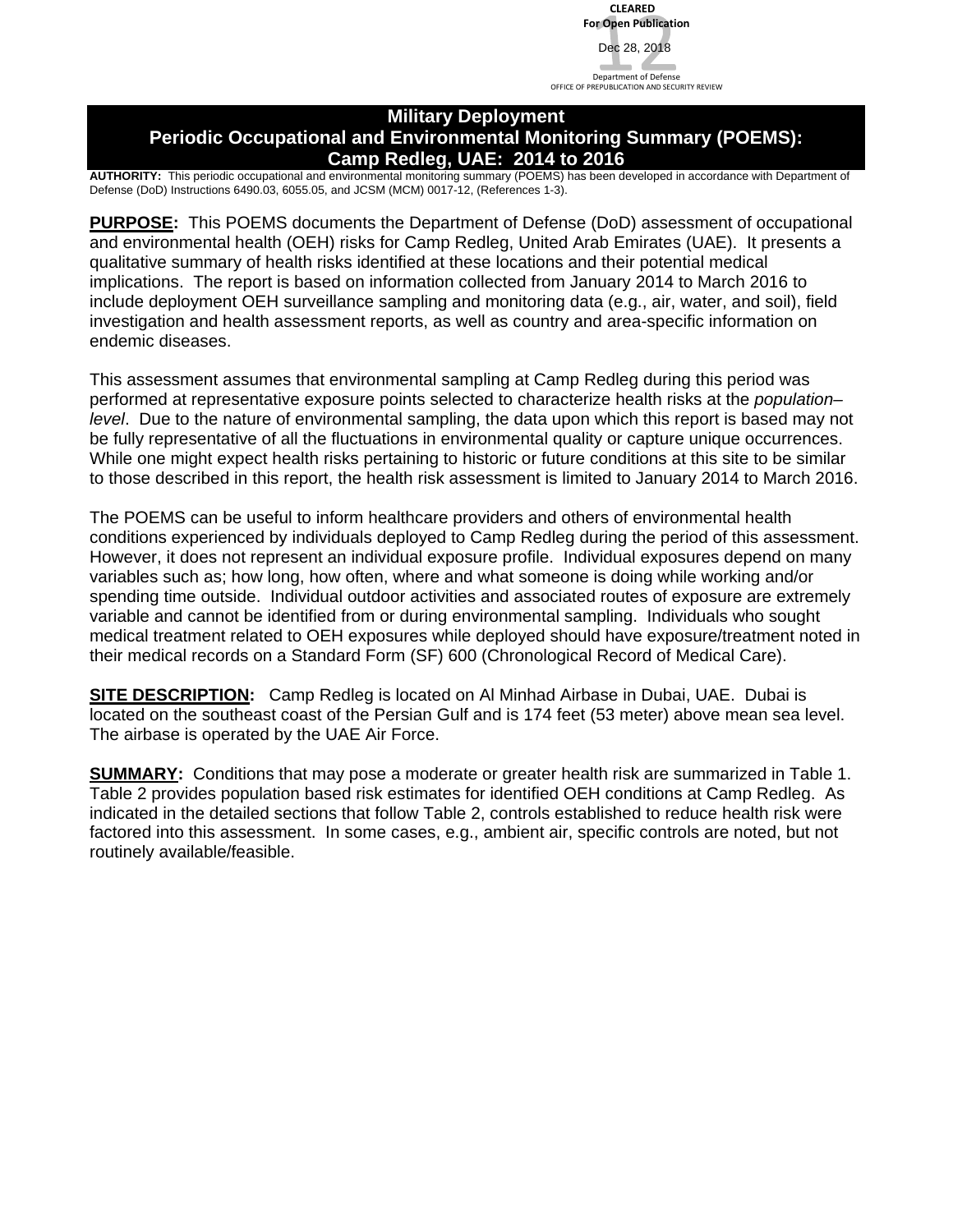CLEARED
For Open Publication

Dec 28, 2018

Department of Defense
OFFICE OF PREPUBLICATION AND SECURITY REVIEW

# Military Deployment
# Periodic Occupational and Environmental Monitoring Summary (POEMS): Camp Redleg, UAE: 2014 to 2016

**AUTHORITY:** This periodic occupational and environmental monitoring summary (POEMS) has been developed in accordance with Department of Defense (DoD) Instructions 6490.03, 6055.05, and JCSM (MCM) 0017-12, (References 1-3).

**PURPOSE:** This POEMS documents the Department of Defense (DoD) assessment of occupational and environmental health (OEH) risks for Camp Redleg, United Arab Emirates (UAE). It presents a qualitative summary of health risks identified at these locations and their potential medical implications. The report is based on information collected from January 2014 to March 2016 to include deployment OEH surveillance sampling and monitoring data (e.g., air, water, and soil), field investigation and health assessment reports, as well as country and area-specific information on endemic diseases.

This assessment assumes that environmental sampling at Camp Redleg during this period was performed at representative exposure points selected to characterize health risks at the *population–level*. Due to the nature of environmental sampling, the data upon which this report is based may not be fully representative of all the fluctuations in environmental quality or capture unique occurrences. While one might expect health risks pertaining to historic or future conditions at this site to be similar to those described in this report, the health risk assessment is limited to January 2014 to March 2016.

The POEMS can be useful to inform healthcare providers and others of environmental health conditions experienced by individuals deployed to Camp Redleg during the period of this assessment. However, it does not represent an individual exposure profile. Individual exposures depend on many variables such as; how long, how often, where and what someone is doing while working and/or spending time outside. Individual outdoor activities and associated routes of exposure are extremely variable and cannot be identified from or during environmental sampling. Individuals who sought medical treatment related to OEH exposures while deployed should have exposure/treatment noted in their medical records on a Standard Form (SF) 600 (Chronological Record of Medical Care).

**SITE DESCRIPTION:** Camp Redleg is located on Al Minhad Airbase in Dubai, UAE. Dubai is located on the southeast coast of the Persian Gulf and is 174 feet (53 meter) above mean sea level. The airbase is operated by the UAE Air Force.

**SUMMARY:** Conditions that may pose a moderate or greater health risk are summarized in Table 1. Table 2 provides population based risk estimates for identified OEH conditions at Camp Redleg. As indicated in the detailed sections that follow Table 2, controls established to reduce health risk were factored into this assessment. In some cases, e.g., ambient air, specific controls are noted, but not routinely available/feasible.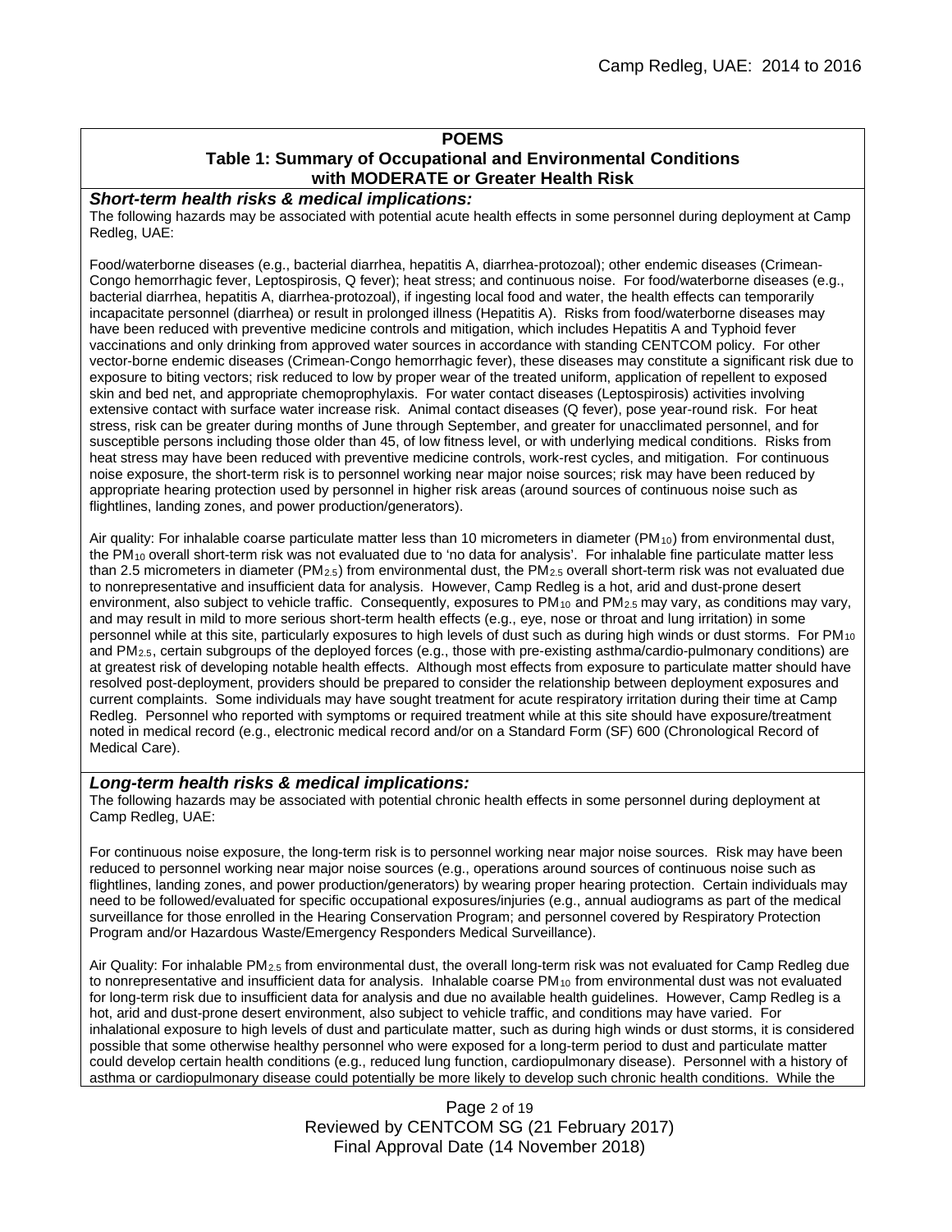## POEMS

### Table 1: Summary of Occupational and Environmental Conditions with MODERATE or Greater Health Risk

***Short-term health risks & medical implications:***

The following hazards may be associated with potential acute health effects in some personnel during deployment at Camp Redleg, UAE:

Food/waterborne diseases (e.g., bacterial diarrhea, hepatitis A, diarrhea-protozoal); other endemic diseases (Crimean-Congo hemorrhagic fever, Leptospirosis, Q fever); heat stress; and continuous noise. For food/waterborne diseases (e.g., bacterial diarrhea, hepatitis A, diarrhea-protozoal), if ingesting local food and water, the health effects can temporarily incapacitate personnel (diarrhea) or result in prolonged illness (Hepatitis A). Risks from food/waterborne diseases may have been reduced with preventive medicine controls and mitigation, which includes Hepatitis A and Typhoid fever vaccinations and only drinking from approved water sources in accordance with standing CENTCOM policy. For other vector-borne endemic diseases (Crimean-Congo hemorrhagic fever), these diseases may constitute a significant risk due to exposure to biting vectors; risk reduced to low by proper wear of the treated uniform, application of repellent to exposed skin and bed net, and appropriate chemoprophylaxis. For water contact diseases (Leptospirosis) activities involving extensive contact with surface water increase risk. Animal contact diseases (Q fever), pose year-round risk. For heat stress, risk can be greater during months of June through September, and greater for unacclimated personnel, and for susceptible persons including those older than 45, of low fitness level, or with underlying medical conditions. Risks from heat stress may have been reduced with preventive medicine controls, work-rest cycles, and mitigation. For continuous noise exposure, the short-term risk is to personnel working near major noise sources; risk may have been reduced by appropriate hearing protection used by personnel in higher risk areas (around sources of continuous noise such as flightlines, landing zones, and power production/generators).

Air quality: For inhalable coarse particulate matter less than 10 micrometers in diameter ($PM_{10}$) from environmental dust, the $PM_{10}$ overall short-term risk was not evaluated due to 'no data for analysis'. For inhalable fine particulate matter less than 2.5 micrometers in diameter ($PM_{2.5}$) from environmental dust, the $PM_{2.5}$ overall short-term risk was not evaluated due to nonrepresentative and insufficient data for analysis. However, Camp Redleg is a hot, arid and dust-prone desert environment, also subject to vehicle traffic. Consequently, exposures to $PM_{10}$ and $PM_{2.5}$ may vary, as conditions may vary, and may result in mild to more serious short-term health effects (e.g., eye, nose or throat and lung irritation) in some personnel while at this site, particularly exposures to high levels of dust such as during high winds or dust storms. For $PM_{10}$ and $PM_{2.5}$, certain subgroups of the deployed forces (e.g., those with pre-existing asthma/cardio-pulmonary conditions) are at greatest risk of developing notable health effects. Although most effects from exposure to particulate matter should have resolved post-deployment, providers should be prepared to consider the relationship between deployment exposures and current complaints. Some individuals may have sought treatment for acute respiratory irritation during their time at Camp Redleg. Personnel who reported with symptoms or required treatment while at this site should have exposure/treatment noted in medical record (e.g., electronic medical record and/or on a Standard Form (SF) 600 (Chronological Record of Medical Care).

***Long-term health risks & medical implications:***

The following hazards may be associated with potential chronic health effects in some personnel during deployment at Camp Redleg, UAE:

For continuous noise exposure, the long-term risk is to personnel working near major noise sources. Risk may have been reduced to personnel working near major noise sources (e.g., operations around sources of continuous noise such as flightlines, landing zones, and power production/generators) by wearing proper hearing protection. Certain individuals may need to be followed/evaluated for specific occupational exposures/injuries (e.g., annual audiograms as part of the medical surveillance for those enrolled in the Hearing Conservation Program; and personnel covered by Respiratory Protection Program and/or Hazardous Waste/Emergency Responders Medical Surveillance).

Air Quality: For inhalable $PM_{2.5}$ from environmental dust, the overall long-term risk was not evaluated for Camp Redleg due to nonrepresentative and insufficient data for analysis. Inhalable coarse $PM_{10}$ from environmental dust was not evaluated for long-term risk due to insufficient data for analysis and due no available health guidelines. However, Camp Redleg is a hot, arid and dust-prone desert environment, also subject to vehicle traffic, and conditions may have varied. For inhalational exposure to high levels of dust and particulate matter, such as during high winds or dust storms, it is considered possible that some otherwise healthy personnel who were exposed for a long-term period to dust and particulate matter could develop certain health conditions (e.g., reduced lung function, cardiopulmonary disease). Personnel with a history of asthma or cardiopulmonary disease could potentially be more likely to develop such chronic health conditions. While the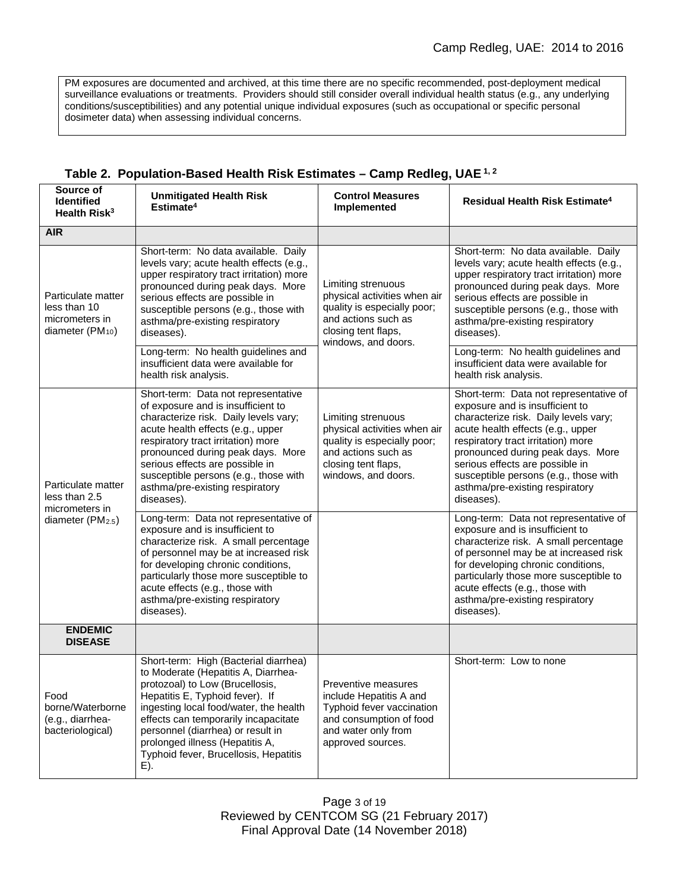PM exposures are documented and archived, at this time there are no specific recommended, post-deployment medical surveillance evaluations or treatments. Providers should still consider overall individual health status (e.g., any underlying conditions/susceptibilities) and any potential unique individual exposures (such as occupational or specific personal dosimeter data) when assessing individual concerns.

**Table 2. Population-Based Health Risk Estimates – Camp Redleg, UAE [1, 2]**

| Source of Identified Health Risk[3] | Unmitigated Health Risk Estimate[4] | Control Measures Implemented | Residual Health Risk Estimate[4] |
|---|---|---|---|
| **AIR** | | | |
| Particulate matter less than 10 micrometers in diameter ($PM_{10}$) | Short-term: No data available. Daily levels vary; acute health effects (e.g., upper respiratory tract irritation) more pronounced during peak days. More serious effects are possible in susceptible persons (e.g., those with asthma/pre-existing respiratory diseases). | Limiting strenuous physical activities when air quality is especially poor; and actions such as closing tent flaps, windows, and doors. | Short-term: No data available. Daily levels vary; acute health effects (e.g., upper respiratory tract irritation) more pronounced during peak days. More serious effects are possible in susceptible persons (e.g., those with asthma/pre-existing respiratory diseases). |
| | Long-term: No health guidelines and insufficient data were available for health risk analysis. | | Long-term: No health guidelines and insufficient data were available for health risk analysis. |
| Particulate matter less than 2.5 micrometers in diameter ($PM_{2.5}$) | Short-term: Data not representative of exposure and is insufficient to characterize risk. Daily levels vary; acute health effects (e.g., upper respiratory tract irritation) more pronounced during peak days. More serious effects are possible in susceptible persons (e.g., those with asthma/pre-existing respiratory diseases). | Limiting strenuous physical activities when air quality is especially poor; and actions such as closing tent flaps, windows, and doors. | Short-term: Data not representative of exposure and is insufficient to characterize risk. Daily levels vary; acute health effects (e.g., upper respiratory tract irritation) more pronounced during peak days. More serious effects are possible in susceptible persons (e.g., those with asthma/pre-existing respiratory diseases). |
| | Long-term: Data not representative of exposure and is insufficient to characterize risk. A small percentage of personnel may be at increased risk for developing chronic conditions, particularly those more susceptible to acute effects (e.g., those with asthma/pre-existing respiratory diseases). | | Long-term: Data not representative of exposure and is insufficient to characterize risk. A small percentage of personnel may be at increased risk for developing chronic conditions, particularly those more susceptible to acute effects (e.g., those with asthma/pre-existing respiratory diseases). |
| **ENDEMIC DISEASE** | | | |
| Food borne/Waterborne (e.g., diarrhea-bacteriological) | Short-term: High (Bacterial diarrhea) to Moderate (Hepatitis A, Diarrhea-protozoal) to Low (Brucellosis, Hepatitis E, Typhoid fever). If ingesting local food/water, the health effects can temporarily incapacitate personnel (diarrhea) or result in prolonged illness (Hepatitis A, Typhoid fever, Brucellosis, Hepatitis E). | Preventive measures include Hepatitis A and Typhoid fever vaccination and consumption of food and water only from approved sources. | Short-term: Low to none |

Reviewed by CENTCOM SG (21 February 2017)
Final Approval Date (14 November 2018)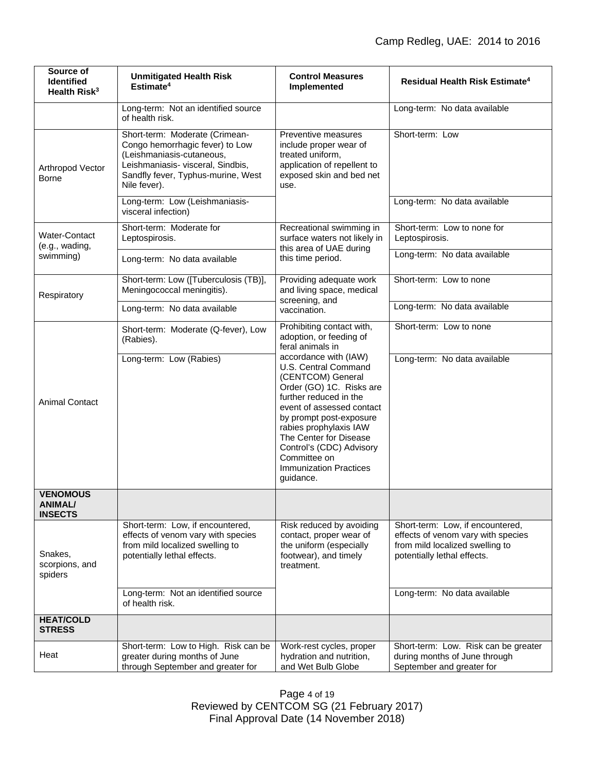| Source of Identified Health Risk[3] | Unmitigated Health Risk Estimate[4] | Control Measures Implemented | Residual Health Risk Estimate[4] |
|---|---|---|---|
| | Long-term: Not an identified source of health risk. | | Long-term: No data available |
| Arthropod Vector Borne | Short-term: Moderate (Crimean-Congo hemorrhagic fever) to Low (Leishmaniasis-cutaneous, Leishmaniasis- visceral, Sindbis, Sandfly fever, Typhus-murine, West Nile fever). | Preventive measures include proper wear of treated uniform, application of repellent to exposed skin and bed net use. | Short-term: Low |
| | Long-term: Low (Leishmaniasis-visceral infection) | | Long-term: No data available |
| Water-Contact (e.g., wading, swimming) | Short-term: Moderate for Leptospirosis. | Recreational swimming in surface waters not likely in this area of UAE during this time period. | Short-term: Low to none for Leptospirosis. |
| | Long-term: No data available | | Long-term: No data available |
| Respiratory | Short-term: Low ([Tuberculosis (TB)], Meningococcal meningitis). | Providing adequate work and living space, medical screening, and vaccination. | Short-term: Low to none |
| | Long-term: No data available | | Long-term: No data available |
| Animal Contact | Short-term: Moderate (Q-fever), Low (Rabies). | Prohibiting contact with, adoption, or feeding of feral animals in accordance with (IAW) U.S. Central Command (CENTCOM) General Order (GO) 1C. Risks are further reduced in the event of assessed contact by prompt post-exposure rabies prophylaxis IAW The Center for Disease Control's (CDC) Advisory Committee on Immunization Practices guidance. | Short-term: Low to none |
| | Long-term: Low (Rabies) | | Long-term: No data available |
| **VENOMOUS ANIMAL/ INSECTS** | | | |
| Snakes, scorpions, and spiders | Short-term: Low, if encountered, effects of venom vary with species from mild localized swelling to potentially lethal effects. | Risk reduced by avoiding contact, proper wear of the uniform (especially footwear), and timely treatment. | Short-term: Low, if encountered, effects of venom vary with species from mild localized swelling to potentially lethal effects. |
| | Long-term: Not an identified source of health risk. | | Long-term: No data available |
| **HEAT/COLD STRESS** | | | |
| Heat | Short-term: Low to High. Risk can be greater during months of June through September and greater for | Work-rest cycles, proper hydration and nutrition, and Wet Bulb Globe | Short-term: Low. Risk can be greater during months of June through September and greater for |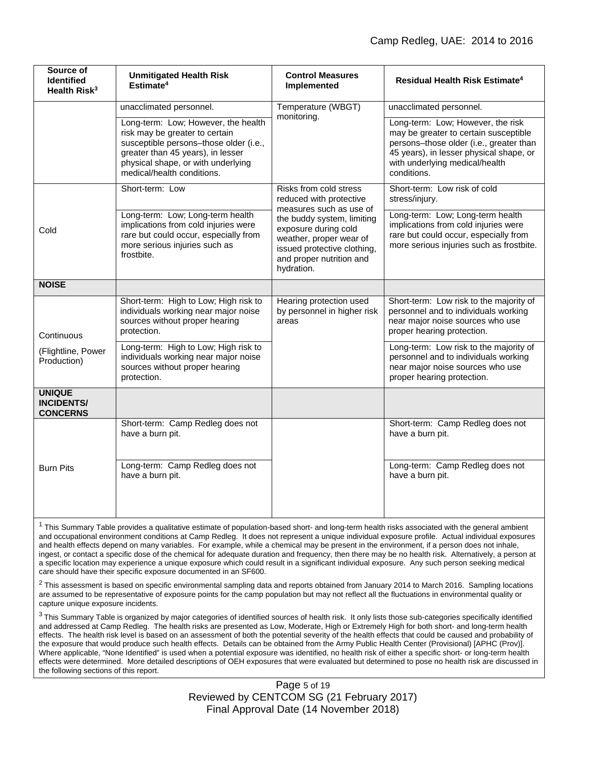| Source of Identified Health Risk[3] | Unmitigated Health Risk Estimate[4] | Control Measures Implemented | Residual Health Risk Estimate[4] |
|---|---|---|---|
| | unacclimated personnel. | Temperature (WBGT) monitoring. | unacclimated personnel. |
| | Long-term: Low; However, the health risk may be greater to certain susceptible persons–those older (i.e., greater than 45 years), in lesser physical shape, or with underlying medical/health conditions. | | Long-term: Low; However, the risk may be greater to certain susceptible persons–those older (i.e., greater than 45 years), in lesser physical shape, or with underlying medical/health conditions. |
| Cold | Short-term: Low | Risks from cold stress reduced with protective measures such as use of the buddy system, limiting exposure during cold weather, proper wear of issued protective clothing, and proper nutrition and hydration. | Short-term: Low risk of cold stress/injury. |
| | Long-term: Low; Long-term health implications from cold injuries were rare but could occur, especially from more serious injuries such as frostbite. | | Long-term: Low; Long-term health implications from cold injuries were rare but could occur, especially from more serious injuries such as frostbite. |
| **NOISE** | | | |
| Continuous (Flightline, Power Production) | Short-term: High to Low; High risk to individuals working near major noise sources without proper hearing protection. | Hearing protection used by personnel in higher risk areas | Short-term: Low risk to the majority of personnel and to individuals working near major noise sources who use proper hearing protection. |
| | Long-term: High to Low; High risk to individuals working near major noise sources without proper hearing protection. | | Long-term: Low risk to the majority of personnel and to individuals working near major noise sources who use proper hearing protection. |
| **UNIQUE INCIDENTS/ CONCERNS** | | | |
| Burn Pits | Short-term: Camp Redleg does not have a burn pit. | | Short-term: Camp Redleg does not have a burn pit. |
| | Long-term: Camp Redleg does not have a burn pit. | | Long-term: Camp Redleg does not have a burn pit. |

[1] This Summary Table provides a qualitative estimate of population-based short- and long-term health risks associated with the general ambient and occupational environment conditions at Camp Redleg. It does not represent a unique individual exposure profile. Actual individual exposures and health effects depend on many variables. For example, while a chemical may be present in the environment, if a person does not inhale, ingest, or contact a specific dose of the chemical for adequate duration and frequency, then there may be no health risk. Alternatively, a person at a specific location may experience a unique exposure which could result in a significant individual exposure. Any such person seeking medical care should have their specific exposure documented in an SF600.

[2] This assessment is based on specific environmental sampling data and reports obtained from January 2014 to March 2016. Sampling locations are assumed to be representative of exposure points for the camp population but may not reflect all the fluctuations in environmental quality or capture unique exposure incidents.

[3] This Summary Table is organized by major categories of identified sources of health risk. It only lists those sub-categories specifically identified and addressed at Camp Redleg. The health risks are presented as Low, Moderate, High or Extremely High for both short- and long-term health effects. The health risk level is based on an assessment of both the potential severity of the health effects that could be caused and probability of the exposure that would produce such health effects. Details can be obtained from the Army Public Health Center (Provisional) [APHC (Prov)]. Where applicable, "None Identified" is used when a potential exposure was identified, no health risk of either a specific short- or long-term health effects were determined. More detailed descriptions of OEH exposures that were evaluated but determined to pose no health risk are discussed in the following sections of this report.

Reviewed by CENTCOM SG (21 February 2017)
Final Approval Date (14 November 2018)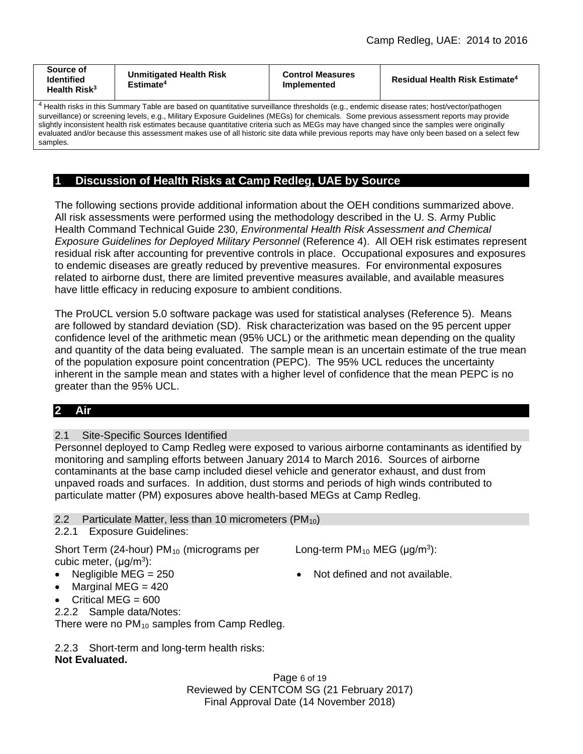| Source of Identified Health Risk[3] | Unmitigated Health Risk Estimate[4] | Control Measures Implemented | Residual Health Risk Estimate[4] |
|---|---|---|---|
| [4] Health risks in this Summary Table are based on quantitative surveillance thresholds (e.g., endemic disease rates; host/vector/pathogen surveillance) or screening levels, e.g., Military Exposure Guidelines (MEGs) for chemicals. Some previous assessment reports may provide slightly inconsistent health risk estimates because quantitative criteria such as MEGs may have changed since the samples were originally evaluated and/or because this assessment makes use of all historic site data while previous reports may have only been based on a select few samples. | | | |

# 1 Discussion of Health Risks at Camp Redleg, UAE by Source

The following sections provide additional information about the OEH conditions summarized above. All risk assessments were performed using the methodology described in the U. S. Army Public Health Command Technical Guide 230, *Environmental Health Risk Assessment and Chemical Exposure Guidelines for Deployed Military Personnel* (Reference 4). All OEH risk estimates represent residual risk after accounting for preventive controls in place. Occupational exposures and exposures to endemic diseases are greatly reduced by preventive measures. For environmental exposures related to airborne dust, there are limited preventive measures available, and available measures have little efficacy in reducing exposure to ambient conditions.

The ProUCL version 5.0 software package was used for statistical analyses (Reference 5). Means are followed by standard deviation (SD). Risk characterization was based on the 95 percent upper confidence level of the arithmetic mean (95% UCL) or the arithmetic mean depending on the quality and quantity of the data being evaluated. The sample mean is an uncertain estimate of the true mean of the population exposure point concentration (PEPC). The 95% UCL reduces the uncertainty inherent in the sample mean and states with a higher level of confidence that the mean PEPC is no greater than the 95% UCL.

# 2 Air

## 2.1 Site-Specific Sources Identified

Personnel deployed to Camp Redleg were exposed to various airborne contaminants as identified by monitoring and sampling efforts between January 2014 to March 2016. Sources of airborne contaminants at the base camp included diesel vehicle and generator exhaust, and dust from unpaved roads and surfaces. In addition, dust storms and periods of high winds contributed to particulate matter (PM) exposures above health-based MEGs at Camp Redleg.

## 2.2 Particulate Matter, less than 10 micrometers ($PM_{10}$)

### 2.2.1 Exposure Guidelines:

Short Term (24-hour) $PM_{10}$ (micrograms per cubic meter, (µg/m$^3$):

- Negligible MEG = 250
- Marginal MEG = 420
- Critical MEG = 600

Long-term $PM_{10}$ MEG (µg/m$^3$):

- Not defined and not available.

### 2.2.2 Sample data/Notes:

There were no $PM_{10}$ samples from Camp Redleg.

### 2.2.3 Short-term and long-term health risks:

**Not Evaluated.**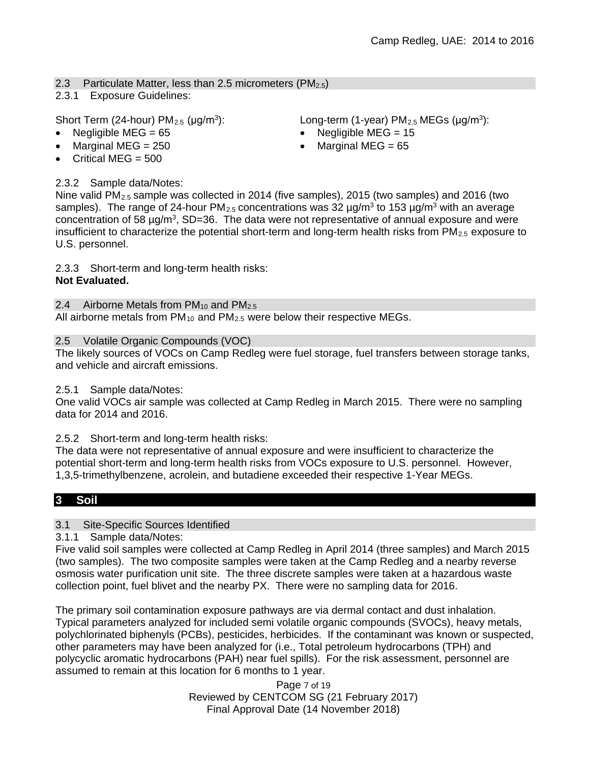### 2.3 Particulate Matter, less than 2.5 micrometers ($PM_{2.5}$)

2.3.1 Exposure Guidelines:

Short Term (24-hour) $PM_{2.5}$ (μg/m$^3$):

- Negligible MEG = 65
- Marginal MEG = 250
- Critical MEG = 500

Long-term (1-year) $PM_{2.5}$ MEGs (μg/m$^3$):

- Negligible MEG = 15
- Marginal MEG = 65

2.3.2 Sample data/Notes:

Nine valid $PM_{2.5}$ sample was collected in 2014 (five samples), 2015 (two samples) and 2016 (two samples). The range of 24-hour $PM_{2.5}$ concentrations was 32 μg/m$^3$ to 153 μg/m$^3$ with an average concentration of 58 μg/m$^3$, SD=36. The data were not representative of annual exposure and were insufficient to characterize the potential short-term and long-term health risks from $PM_{2.5}$ exposure to U.S. personnel.

2.3.3 Short-term and long-term health risks:

**Not Evaluated.**

### 2.4 Airborne Metals from $PM_{10}$ and $PM_{2.5}$

All airborne metals from $PM_{10}$ and $PM_{2.5}$ were below their respective MEGs.

### 2.5 Volatile Organic Compounds (VOC)

The likely sources of VOCs on Camp Redleg were fuel storage, fuel transfers between storage tanks, and vehicle and aircraft emissions.

2.5.1 Sample data/Notes:

One valid VOCs air sample was collected at Camp Redleg in March 2015. There were no sampling data for 2014 and 2016.

2.5.2 Short-term and long-term health risks:

The data were not representative of annual exposure and were insufficient to characterize the potential short-term and long-term health risks from VOCs exposure to U.S. personnel. However, 1,3,5-trimethylbenzene, acrolein, and butadiene exceeded their respective 1-Year MEGs.

## 3 Soil

### 3.1 Site-Specific Sources Identified

3.1.1 Sample data/Notes:

Five valid soil samples were collected at Camp Redleg in April 2014 (three samples) and March 2015 (two samples). The two composite samples were taken at the Camp Redleg and a nearby reverse osmosis water purification unit site. The three discrete samples were taken at a hazardous waste collection point, fuel blivet and the nearby PX. There were no sampling data for 2016.

The primary soil contamination exposure pathways are via dermal contact and dust inhalation. Typical parameters analyzed for included semi volatile organic compounds (SVOCs), heavy metals, polychlorinated biphenyls (PCBs), pesticides, herbicides. If the contaminant was known or suspected, other parameters may have been analyzed for (i.e., Total petroleum hydrocarbons (TPH) and polycyclic aromatic hydrocarbons (PAH) near fuel spills). For the risk assessment, personnel are assumed to remain at this location for 6 months to 1 year.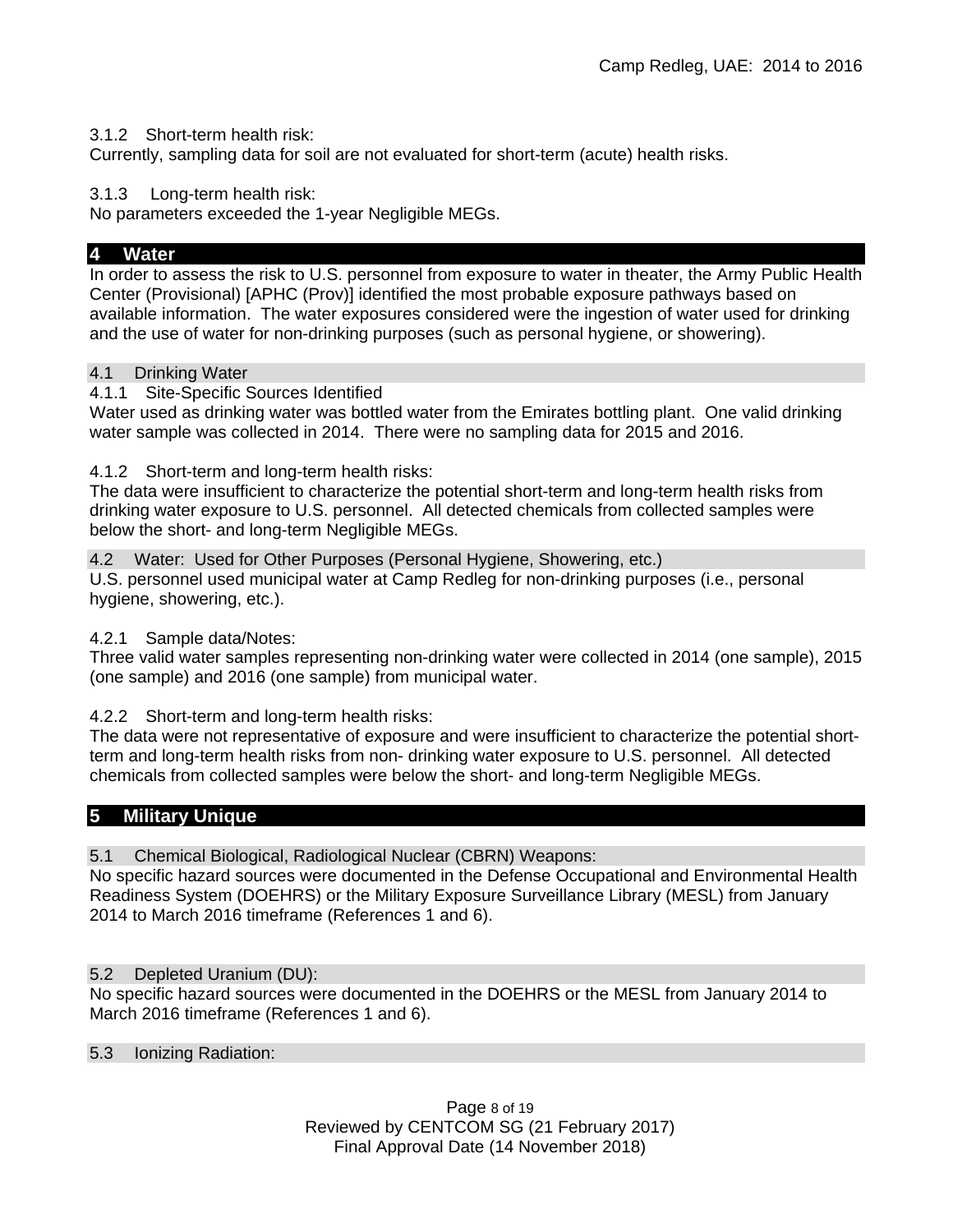3.1.2 Short-term health risk:

Currently, sampling data for soil are not evaluated for short-term (acute) health risks.

3.1.3 Long-term health risk:

No parameters exceeded the 1-year Negligible MEGs.

## 4 Water

In order to assess the risk to U.S. personnel from exposure to water in theater, the Army Public Health Center (Provisional) [APHC (Prov)] identified the most probable exposure pathways based on available information. The water exposures considered were the ingestion of water used for drinking and the use of water for non-drinking purposes (such as personal hygiene, or showering).

### 4.1 Drinking Water

4.1.1 Site-Specific Sources Identified

Water used as drinking water was bottled water from the Emirates bottling plant. One valid drinking water sample was collected in 2014. There were no sampling data for 2015 and 2016.

4.1.2 Short-term and long-term health risks:

The data were insufficient to characterize the potential short-term and long-term health risks from drinking water exposure to U.S. personnel. All detected chemicals from collected samples were below the short- and long-term Negligible MEGs.

### 4.2 Water: Used for Other Purposes (Personal Hygiene, Showering, etc.)

U.S. personnel used municipal water at Camp Redleg for non-drinking purposes (i.e., personal hygiene, showering, etc.).

4.2.1 Sample data/Notes:

Three valid water samples representing non-drinking water were collected in 2014 (one sample), 2015 (one sample) and 2016 (one sample) from municipal water.

4.2.2 Short-term and long-term health risks:

The data were not representative of exposure and were insufficient to characterize the potential short-term and long-term health risks from non- drinking water exposure to U.S. personnel. All detected chemicals from collected samples were below the short- and long-term Negligible MEGs.

## 5 Military Unique

### 5.1 Chemical Biological, Radiological Nuclear (CBRN) Weapons:

No specific hazard sources were documented in the Defense Occupational and Environmental Health Readiness System (DOEHRS) or the Military Exposure Surveillance Library (MESL) from January 2014 to March 2016 timeframe (References 1 and 6).

### 5.2 Depleted Uranium (DU):

No specific hazard sources were documented in the DOEHRS or the MESL from January 2014 to March 2016 timeframe (References 1 and 6).

### 5.3 Ionizing Radiation: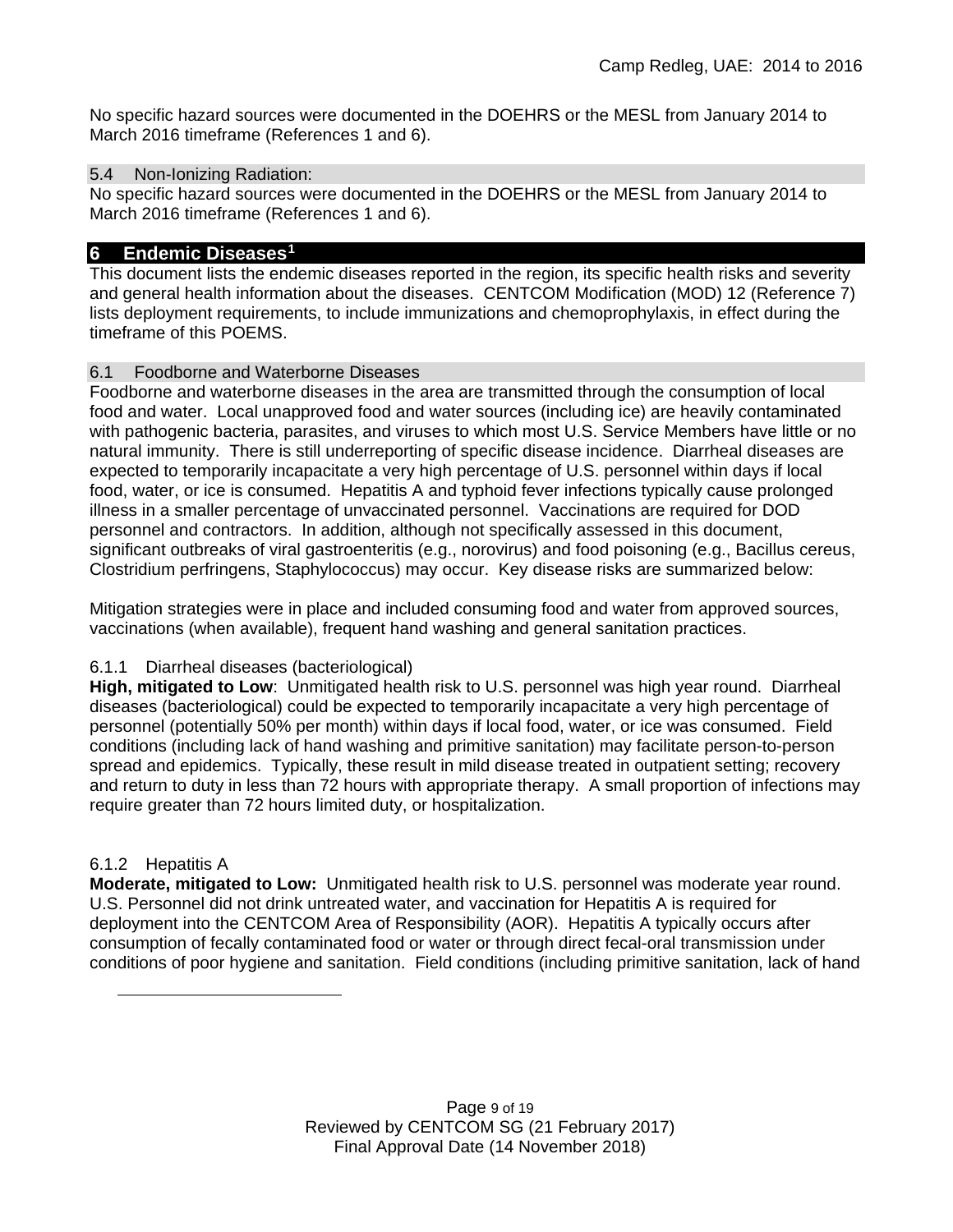No specific hazard sources were documented in the DOEHRS or the MESL from January 2014 to March 2016 timeframe (References 1 and 6).

### 5.4 Non-Ionizing Radiation:

No specific hazard sources were documented in the DOEHRS or the MESL from January 2014 to March 2016 timeframe (References 1 and 6).

## 6 Endemic Diseases[1]

This document lists the endemic diseases reported in the region, its specific health risks and severity and general health information about the diseases. CENTCOM Modification (MOD) 12 (Reference 7) lists deployment requirements, to include immunizations and chemoprophylaxis, in effect during the timeframe of this POEMS.

### 6.1 Foodborne and Waterborne Diseases

Foodborne and waterborne diseases in the area are transmitted through the consumption of local food and water. Local unapproved food and water sources (including ice) are heavily contaminated with pathogenic bacteria, parasites, and viruses to which most U.S. Service Members have little or no natural immunity. There is still underreporting of specific disease incidence. Diarrheal diseases are expected to temporarily incapacitate a very high percentage of U.S. personnel within days if local food, water, or ice is consumed. Hepatitis A and typhoid fever infections typically cause prolonged illness in a smaller percentage of unvaccinated personnel. Vaccinations are required for DOD personnel and contractors. In addition, although not specifically assessed in this document, significant outbreaks of viral gastroenteritis (e.g., norovirus) and food poisoning (e.g., Bacillus cereus, Clostridium perfringens, Staphylococcus) may occur. Key disease risks are summarized below:

Mitigation strategies were in place and included consuming food and water from approved sources, vaccinations (when available), frequent hand washing and general sanitation practices.

#### 6.1.1 Diarrheal diseases (bacteriological)

**High, mitigated to Low**: Unmitigated health risk to U.S. personnel was high year round. Diarrheal diseases (bacteriological) could be expected to temporarily incapacitate a very high percentage of personnel (potentially 50% per month) within days if local food, water, or ice was consumed. Field conditions (including lack of hand washing and primitive sanitation) may facilitate person-to-person spread and epidemics. Typically, these result in mild disease treated in outpatient setting; recovery and return to duty in less than 72 hours with appropriate therapy. A small proportion of infections may require greater than 72 hours limited duty, or hospitalization.

#### 6.1.2 Hepatitis A

**Moderate, mitigated to Low:** Unmitigated health risk to U.S. personnel was moderate year round. U.S. Personnel did not drink untreated water, and vaccination for Hepatitis A is required for deployment into the CENTCOM Area of Responsibility (AOR). Hepatitis A typically occurs after consumption of fecally contaminated food or water or through direct fecal-oral transmission under conditions of poor hygiene and sanitation. Field conditions (including primitive sanitation, lack of hand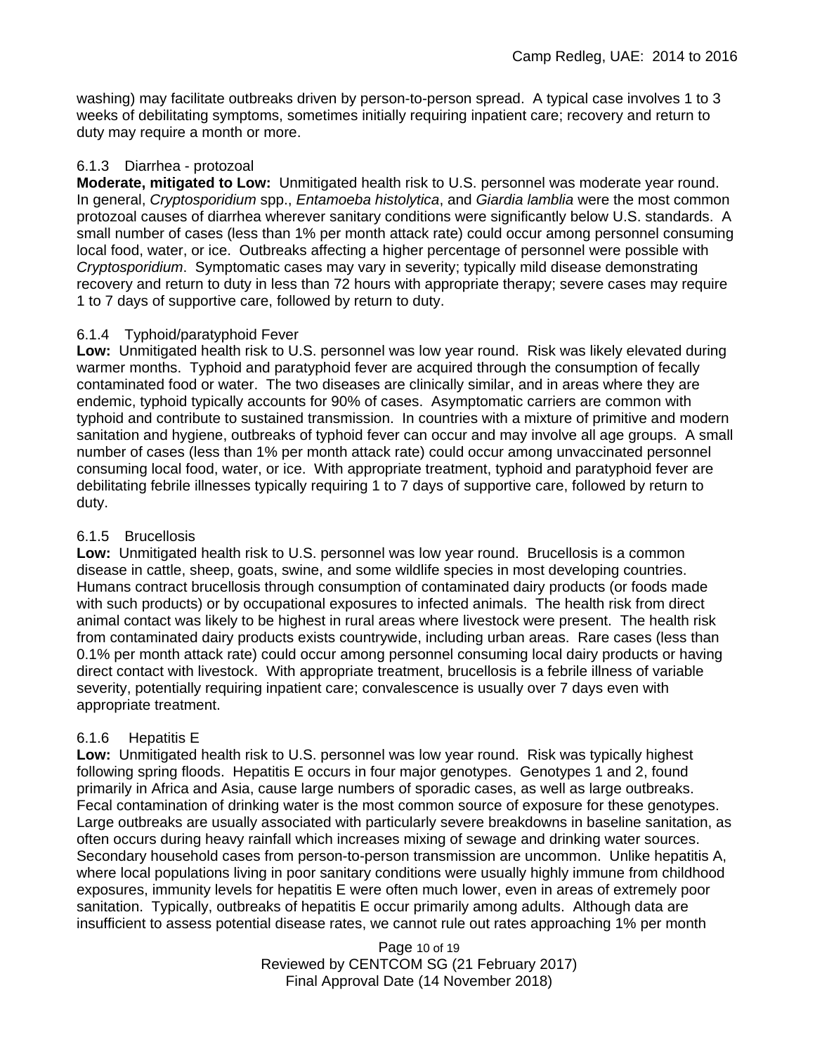washing) may facilitate outbreaks driven by person-to-person spread. A typical case involves 1 to 3 weeks of debilitating symptoms, sometimes initially requiring inpatient care; recovery and return to duty may require a month or more.

#### 6.1.3 Diarrhea - protozoal

**Moderate, mitigated to Low:** Unmitigated health risk to U.S. personnel was moderate year round. In general, *Cryptosporidium* spp., *Entamoeba histolytica*, and *Giardia lamblia* were the most common protozoal causes of diarrhea wherever sanitary conditions were significantly below U.S. standards. A small number of cases (less than 1% per month attack rate) could occur among personnel consuming local food, water, or ice. Outbreaks affecting a higher percentage of personnel were possible with *Cryptosporidium*. Symptomatic cases may vary in severity; typically mild disease demonstrating recovery and return to duty in less than 72 hours with appropriate therapy; severe cases may require 1 to 7 days of supportive care, followed by return to duty.

#### 6.1.4 Typhoid/paratyphoid Fever

**Low:** Unmitigated health risk to U.S. personnel was low year round. Risk was likely elevated during warmer months. Typhoid and paratyphoid fever are acquired through the consumption of fecally contaminated food or water. The two diseases are clinically similar, and in areas where they are endemic, typhoid typically accounts for 90% of cases. Asymptomatic carriers are common with typhoid and contribute to sustained transmission. In countries with a mixture of primitive and modern sanitation and hygiene, outbreaks of typhoid fever can occur and may involve all age groups. A small number of cases (less than 1% per month attack rate) could occur among unvaccinated personnel consuming local food, water, or ice. With appropriate treatment, typhoid and paratyphoid fever are debilitating febrile illnesses typically requiring 1 to 7 days of supportive care, followed by return to duty.

#### 6.1.5 Brucellosis

**Low:** Unmitigated health risk to U.S. personnel was low year round. Brucellosis is a common disease in cattle, sheep, goats, swine, and some wildlife species in most developing countries. Humans contract brucellosis through consumption of contaminated dairy products (or foods made with such products) or by occupational exposures to infected animals. The health risk from direct animal contact was likely to be highest in rural areas where livestock were present. The health risk from contaminated dairy products exists countrywide, including urban areas. Rare cases (less than 0.1% per month attack rate) could occur among personnel consuming local dairy products or having direct contact with livestock. With appropriate treatment, brucellosis is a febrile illness of variable severity, potentially requiring inpatient care; convalescence is usually over 7 days even with appropriate treatment.

#### 6.1.6 Hepatitis E

**Low:** Unmitigated health risk to U.S. personnel was low year round. Risk was typically highest following spring floods. Hepatitis E occurs in four major genotypes. Genotypes 1 and 2, found primarily in Africa and Asia, cause large numbers of sporadic cases, as well as large outbreaks. Fecal contamination of drinking water is the most common source of exposure for these genotypes. Large outbreaks are usually associated with particularly severe breakdowns in baseline sanitation, as often occurs during heavy rainfall which increases mixing of sewage and drinking water sources. Secondary household cases from person-to-person transmission are uncommon. Unlike hepatitis A, where local populations living in poor sanitary conditions were usually highly immune from childhood exposures, immunity levels for hepatitis E were often much lower, even in areas of extremely poor sanitation. Typically, outbreaks of hepatitis E occur primarily among adults. Although data are insufficient to assess potential disease rates, we cannot rule out rates approaching 1% per month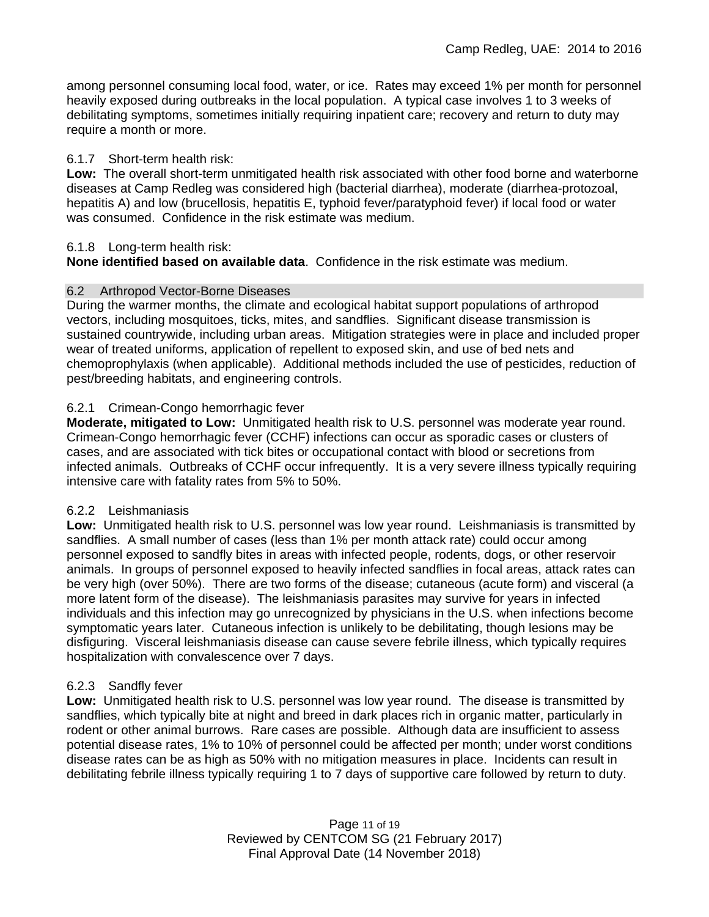among personnel consuming local food, water, or ice. Rates may exceed 1% per month for personnel heavily exposed during outbreaks in the local population. A typical case involves 1 to 3 weeks of debilitating symptoms, sometimes initially requiring inpatient care; recovery and return to duty may require a month or more.

#### 6.1.7 Short-term health risk:

**Low:** The overall short-term unmitigated health risk associated with other food borne and waterborne diseases at Camp Redleg was considered high (bacterial diarrhea), moderate (diarrhea-protozoal, hepatitis A) and low (brucellosis, hepatitis E, typhoid fever/paratyphoid fever) if local food or water was consumed. Confidence in the risk estimate was medium.

#### 6.1.8 Long-term health risk:

**None identified based on available data**. Confidence in the risk estimate was medium.

### 6.2 Arthropod Vector-Borne Diseases

During the warmer months, the climate and ecological habitat support populations of arthropod vectors, including mosquitoes, ticks, mites, and sandflies. Significant disease transmission is sustained countrywide, including urban areas. Mitigation strategies were in place and included proper wear of treated uniforms, application of repellent to exposed skin, and use of bed nets and chemoprophylaxis (when applicable). Additional methods included the use of pesticides, reduction of pest/breeding habitats, and engineering controls.

#### 6.2.1 Crimean-Congo hemorrhagic fever

**Moderate, mitigated to Low:** Unmitigated health risk to U.S. personnel was moderate year round. Crimean-Congo hemorrhagic fever (CCHF) infections can occur as sporadic cases or clusters of cases, and are associated with tick bites or occupational contact with blood or secretions from infected animals. Outbreaks of CCHF occur infrequently. It is a very severe illness typically requiring intensive care with fatality rates from 5% to 50%.

#### 6.2.2 Leishmaniasis

**Low:** Unmitigated health risk to U.S. personnel was low year round. Leishmaniasis is transmitted by sandflies. A small number of cases (less than 1% per month attack rate) could occur among personnel exposed to sandfly bites in areas with infected people, rodents, dogs, or other reservoir animals. In groups of personnel exposed to heavily infected sandflies in focal areas, attack rates can be very high (over 50%). There are two forms of the disease; cutaneous (acute form) and visceral (a more latent form of the disease). The leishmaniasis parasites may survive for years in infected individuals and this infection may go unrecognized by physicians in the U.S. when infections become symptomatic years later. Cutaneous infection is unlikely to be debilitating, though lesions may be disfiguring. Visceral leishmaniasis disease can cause severe febrile illness, which typically requires hospitalization with convalescence over 7 days.

#### 6.2.3 Sandfly fever

**Low:** Unmitigated health risk to U.S. personnel was low year round. The disease is transmitted by sandflies, which typically bite at night and breed in dark places rich in organic matter, particularly in rodent or other animal burrows. Rare cases are possible. Although data are insufficient to assess potential disease rates, 1% to 10% of personnel could be affected per month; under worst conditions disease rates can be as high as 50% with no mitigation measures in place. Incidents can result in debilitating febrile illness typically requiring 1 to 7 days of supportive care followed by return to duty.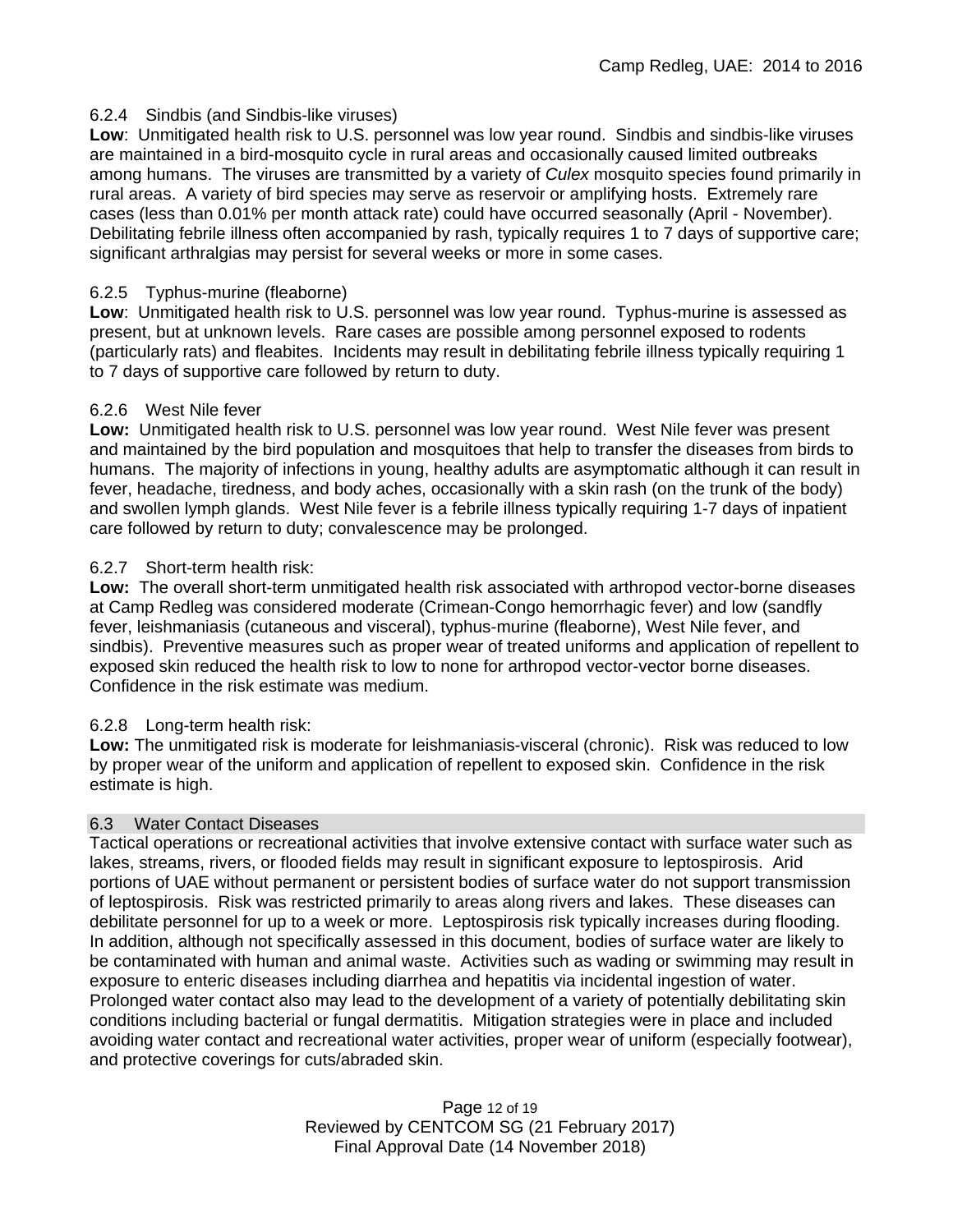#### 6.2.4 Sindbis (and Sindbis-like viruses)

**Low**: Unmitigated health risk to U.S. personnel was low year round. Sindbis and sindbis-like viruses are maintained in a bird-mosquito cycle in rural areas and occasionally caused limited outbreaks among humans. The viruses are transmitted by a variety of *Culex* mosquito species found primarily in rural areas. A variety of bird species may serve as reservoir or amplifying hosts. Extremely rare cases (less than 0.01% per month attack rate) could have occurred seasonally (April - November). Debilitating febrile illness often accompanied by rash, typically requires 1 to 7 days of supportive care; significant arthralgias may persist for several weeks or more in some cases.

#### 6.2.5 Typhus-murine (fleaborne)

**Low**: Unmitigated health risk to U.S. personnel was low year round. Typhus-murine is assessed as present, but at unknown levels. Rare cases are possible among personnel exposed to rodents (particularly rats) and fleabites. Incidents may result in debilitating febrile illness typically requiring 1 to 7 days of supportive care followed by return to duty.

#### 6.2.6 West Nile fever

**Low:** Unmitigated health risk to U.S. personnel was low year round. West Nile fever was present and maintained by the bird population and mosquitoes that help to transfer the diseases from birds to humans. The majority of infections in young, healthy adults are asymptomatic although it can result in fever, headache, tiredness, and body aches, occasionally with a skin rash (on the trunk of the body) and swollen lymph glands. West Nile fever is a febrile illness typically requiring 1-7 days of inpatient care followed by return to duty; convalescence may be prolonged.

#### 6.2.7 Short-term health risk:

**Low:** The overall short-term unmitigated health risk associated with arthropod vector-borne diseases at Camp Redleg was considered moderate (Crimean-Congo hemorrhagic fever) and low (sandfly fever, leishmaniasis (cutaneous and visceral), typhus-murine (fleaborne), West Nile fever, and sindbis). Preventive measures such as proper wear of treated uniforms and application of repellent to exposed skin reduced the health risk to low to none for arthropod vector-vector borne diseases. Confidence in the risk estimate was medium.

#### 6.2.8 Long-term health risk:

**Low:** The unmitigated risk is moderate for leishmaniasis-visceral (chronic). Risk was reduced to low by proper wear of the uniform and application of repellent to exposed skin. Confidence in the risk estimate is high.

### 6.3 Water Contact Diseases

Tactical operations or recreational activities that involve extensive contact with surface water such as lakes, streams, rivers, or flooded fields may result in significant exposure to leptospirosis. Arid portions of UAE without permanent or persistent bodies of surface water do not support transmission of leptospirosis. Risk was restricted primarily to areas along rivers and lakes. These diseases can debilitate personnel for up to a week or more. Leptospirosis risk typically increases during flooding. In addition, although not specifically assessed in this document, bodies of surface water are likely to be contaminated with human and animal waste. Activities such as wading or swimming may result in exposure to enteric diseases including diarrhea and hepatitis via incidental ingestion of water. Prolonged water contact also may lead to the development of a variety of potentially debilitating skin conditions including bacterial or fungal dermatitis. Mitigation strategies were in place and included avoiding water contact and recreational water activities, proper wear of uniform (especially footwear), and protective coverings for cuts/abraded skin.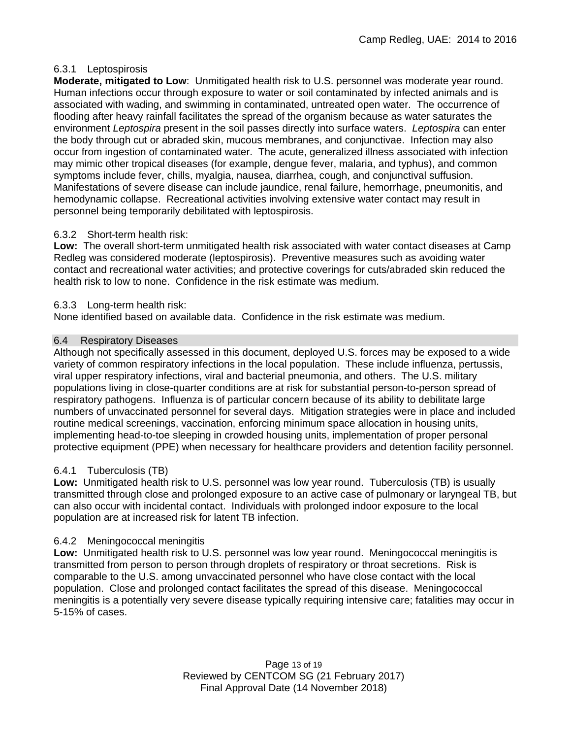#### 6.3.1 Leptospirosis

**Moderate, mitigated to Low**: Unmitigated health risk to U.S. personnel was moderate year round. Human infections occur through exposure to water or soil contaminated by infected animals and is associated with wading, and swimming in contaminated, untreated open water. The occurrence of flooding after heavy rainfall facilitates the spread of the organism because as water saturates the environment *Leptospira* present in the soil passes directly into surface waters. *Leptospira* can enter the body through cut or abraded skin, mucous membranes, and conjunctivae. Infection may also occur from ingestion of contaminated water. The acute, generalized illness associated with infection may mimic other tropical diseases (for example, dengue fever, malaria, and typhus), and common symptoms include fever, chills, myalgia, nausea, diarrhea, cough, and conjunctival suffusion. Manifestations of severe disease can include jaundice, renal failure, hemorrhage, pneumonitis, and hemodynamic collapse. Recreational activities involving extensive water contact may result in personnel being temporarily debilitated with leptospirosis.

#### 6.3.2 Short-term health risk:

**Low:** The overall short-term unmitigated health risk associated with water contact diseases at Camp Redleg was considered moderate (leptospirosis). Preventive measures such as avoiding water contact and recreational water activities; and protective coverings for cuts/abraded skin reduced the health risk to low to none. Confidence in the risk estimate was medium.

#### 6.3.3 Long-term health risk:

None identified based on available data. Confidence in the risk estimate was medium.

### 6.4 Respiratory Diseases

Although not specifically assessed in this document, deployed U.S. forces may be exposed to a wide variety of common respiratory infections in the local population. These include influenza, pertussis, viral upper respiratory infections, viral and bacterial pneumonia, and others. The U.S. military populations living in close-quarter conditions are at risk for substantial person-to-person spread of respiratory pathogens. Influenza is of particular concern because of its ability to debilitate large numbers of unvaccinated personnel for several days. Mitigation strategies were in place and included routine medical screenings, vaccination, enforcing minimum space allocation in housing units, implementing head-to-toe sleeping in crowded housing units, implementation of proper personal protective equipment (PPE) when necessary for healthcare providers and detention facility personnel.

#### 6.4.1 Tuberculosis (TB)

**Low:** Unmitigated health risk to U.S. personnel was low year round. Tuberculosis (TB) is usually transmitted through close and prolonged exposure to an active case of pulmonary or laryngeal TB, but can also occur with incidental contact. Individuals with prolonged indoor exposure to the local population are at increased risk for latent TB infection.

#### 6.4.2 Meningococcal meningitis

**Low:** Unmitigated health risk to U.S. personnel was low year round. Meningococcal meningitis is transmitted from person to person through droplets of respiratory or throat secretions. Risk is comparable to the U.S. among unvaccinated personnel who have close contact with the local population. Close and prolonged contact facilitates the spread of this disease. Meningococcal meningitis is a potentially very severe disease typically requiring intensive care; fatalities may occur in 5-15% of cases.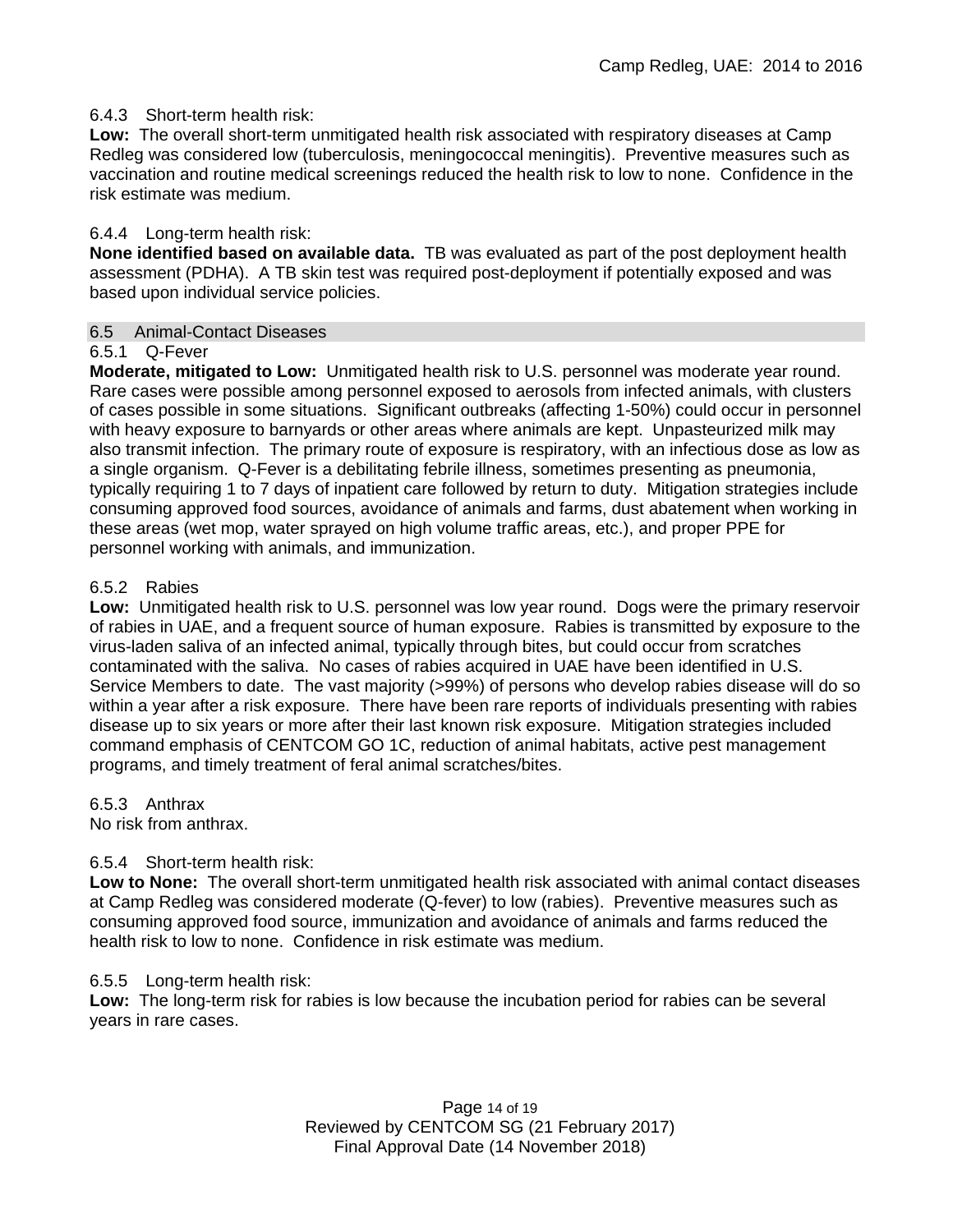#### 6.4.3 Short-term health risk:

**Low:** The overall short-term unmitigated health risk associated with respiratory diseases at Camp Redleg was considered low (tuberculosis, meningococcal meningitis). Preventive measures such as vaccination and routine medical screenings reduced the health risk to low to none. Confidence in the risk estimate was medium.

#### 6.4.4 Long-term health risk:

**None identified based on available data.** TB was evaluated as part of the post deployment health assessment (PDHA). A TB skin test was required post-deployment if potentially exposed and was based upon individual service policies.

### 6.5 Animal-Contact Diseases

#### 6.5.1 Q-Fever

**Moderate, mitigated to Low:** Unmitigated health risk to U.S. personnel was moderate year round. Rare cases were possible among personnel exposed to aerosols from infected animals, with clusters of cases possible in some situations. Significant outbreaks (affecting 1-50%) could occur in personnel with heavy exposure to barnyards or other areas where animals are kept. Unpasteurized milk may also transmit infection. The primary route of exposure is respiratory, with an infectious dose as low as a single organism. Q-Fever is a debilitating febrile illness, sometimes presenting as pneumonia, typically requiring 1 to 7 days of inpatient care followed by return to duty. Mitigation strategies include consuming approved food sources, avoidance of animals and farms, dust abatement when working in these areas (wet mop, water sprayed on high volume traffic areas, etc.), and proper PPE for personnel working with animals, and immunization.

#### 6.5.2 Rabies

**Low:** Unmitigated health risk to U.S. personnel was low year round. Dogs were the primary reservoir of rabies in UAE, and a frequent source of human exposure. Rabies is transmitted by exposure to the virus-laden saliva of an infected animal, typically through bites, but could occur from scratches contaminated with the saliva. No cases of rabies acquired in UAE have been identified in U.S. Service Members to date. The vast majority (>99%) of persons who develop rabies disease will do so within a year after a risk exposure. There have been rare reports of individuals presenting with rabies disease up to six years or more after their last known risk exposure. Mitigation strategies included command emphasis of CENTCOM GO 1C, reduction of animal habitats, active pest management programs, and timely treatment of feral animal scratches/bites.

#### 6.5.3 Anthrax

No risk from anthrax.

#### 6.5.4 Short-term health risk:

**Low to None:** The overall short-term unmitigated health risk associated with animal contact diseases at Camp Redleg was considered moderate (Q-fever) to low (rabies). Preventive measures such as consuming approved food source, immunization and avoidance of animals and farms reduced the health risk to low to none. Confidence in risk estimate was medium.

#### 6.5.5 Long-term health risk:

**Low:** The long-term risk for rabies is low because the incubation period for rabies can be several years in rare cases.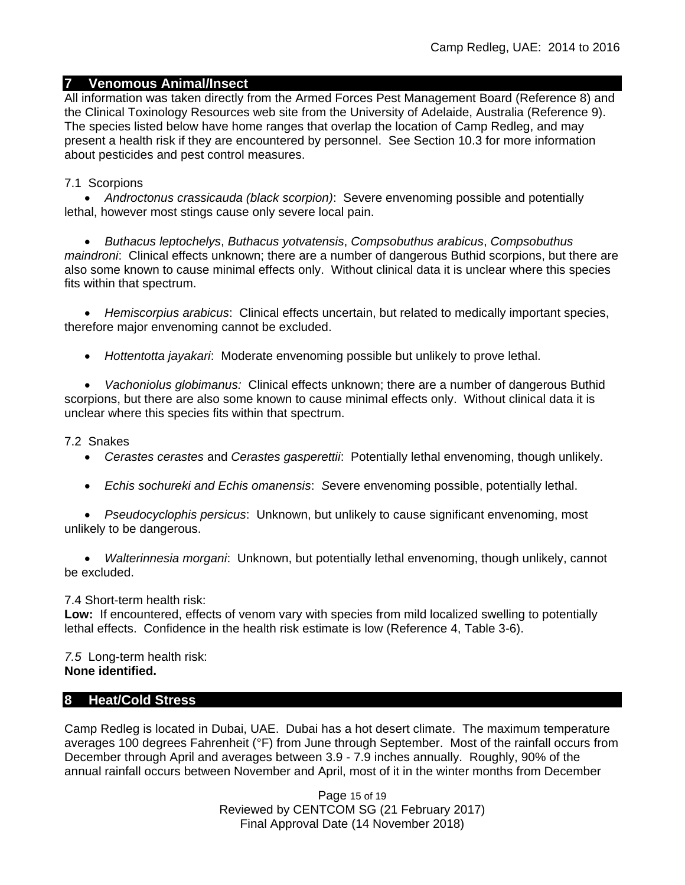## 7 Venomous Animal/Insect

All information was taken directly from the Armed Forces Pest Management Board (Reference 8) and the Clinical Toxinology Resources web site from the University of Adelaide, Australia (Reference 9). The species listed below have home ranges that overlap the location of Camp Redleg, and may present a health risk if they are encountered by personnel. See Section 10.3 for more information about pesticides and pest control measures.

7.1 Scorpions

- *Androctonus crassicauda (black scorpion)*: Severe envenoming possible and potentially lethal, however most stings cause only severe local pain.
- *Buthacus leptochelys*, *Buthacus yotvatensis*, *Compsobuthus arabicus*, *Compsobuthus maindroni*: Clinical effects unknown; there are a number of dangerous Buthid scorpions, but there are also some known to cause minimal effects only. Without clinical data it is unclear where this species fits within that spectrum.
- *Hemiscorpius arabicus*: Clinical effects uncertain, but related to medically important species, therefore major envenoming cannot be excluded.
- *Hottentotta jayakari*: Moderate envenoming possible but unlikely to prove lethal.
- *Vachoniolus globimanus:* Clinical effects unknown; there are a number of dangerous Buthid scorpions, but there are also some known to cause minimal effects only. Without clinical data it is unclear where this species fits within that spectrum.

7.2 Snakes

- *Cerastes cerastes* and *Cerastes gasperettii*: Potentially lethal envenoming, though unlikely.
- *Echis sochureki and Echis omanensis*: *S*evere envenoming possible, potentially lethal.
- *Pseudocyclophis persicus*: Unknown, but unlikely to cause significant envenoming, most unlikely to be dangerous.
- *Walterinnesia morgani*: Unknown, but potentially lethal envenoming, though unlikely, cannot be excluded.

7.4 Short-term health risk:

**Low:** If encountered, effects of venom vary with species from mild localized swelling to potentially lethal effects. Confidence in the health risk estimate is low (Reference 4, Table 3-6).

*7.5* Long-term health risk:

**None identified.**

## 8 Heat/Cold Stress

Camp Redleg is located in Dubai, UAE. Dubai has a hot desert climate. The maximum temperature averages 100 degrees Fahrenheit (°F) from June through September. Most of the rainfall occurs from December through April and averages between 3.9 - 7.9 inches annually. Roughly, 90% of the annual rainfall occurs between November and April, most of it in the winter months from December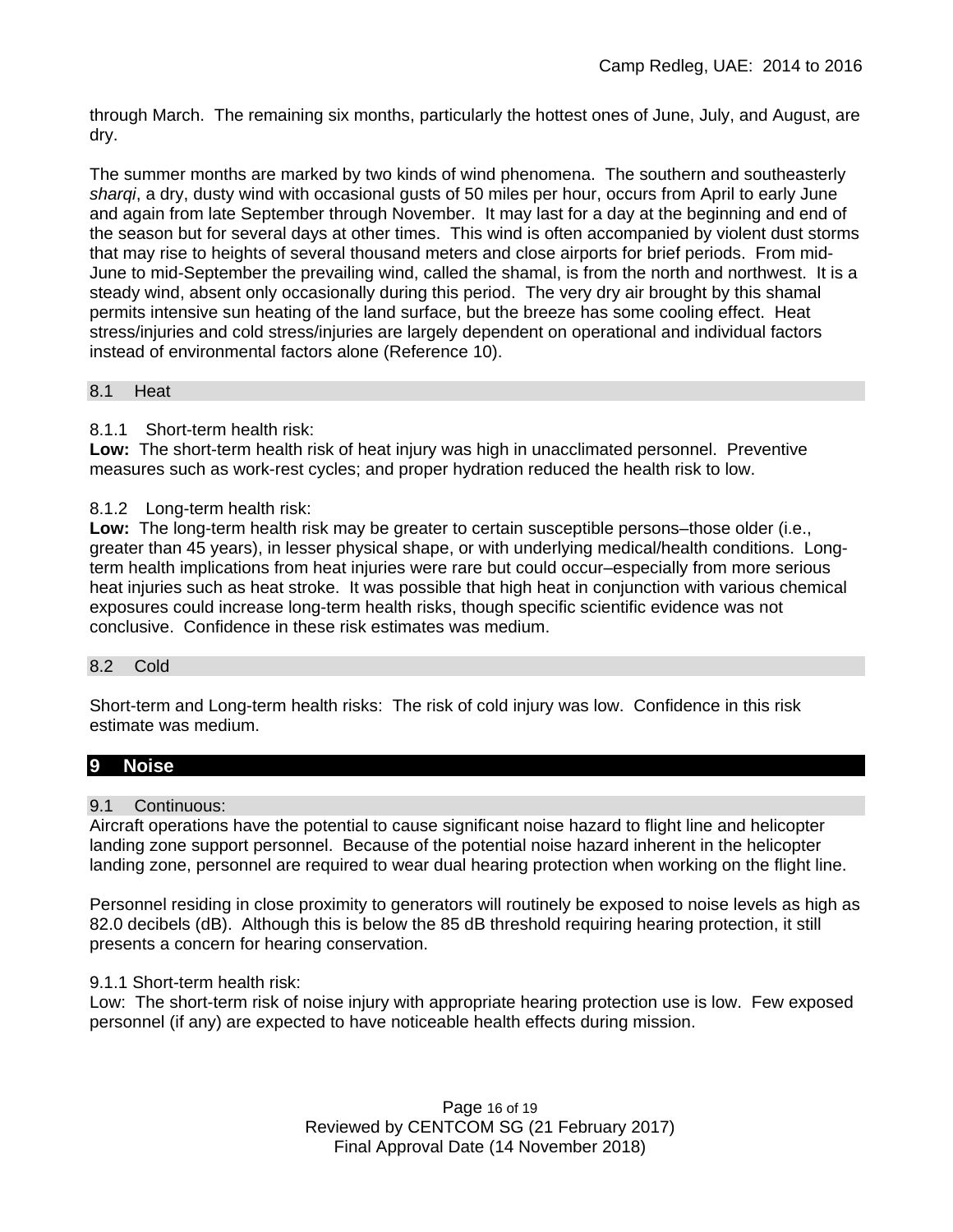through March. The remaining six months, particularly the hottest ones of June, July, and August, are dry.

The summer months are marked by two kinds of wind phenomena. The southern and southeasterly *sharqi*, a dry, dusty wind with occasional gusts of 50 miles per hour, occurs from April to early June and again from late September through November. It may last for a day at the beginning and end of the season but for several days at other times. This wind is often accompanied by violent dust storms that may rise to heights of several thousand meters and close airports for brief periods. From mid-June to mid-September the prevailing wind, called the shamal, is from the north and northwest. It is a steady wind, absent only occasionally during this period. The very dry air brought by this shamal permits intensive sun heating of the land surface, but the breeze has some cooling effect. Heat stress/injuries and cold stress/injuries are largely dependent on operational and individual factors instead of environmental factors alone (Reference 10).

### 8.1 Heat

8.1.1 Short-term health risk:

**Low:** The short-term health risk of heat injury was high in unacclimated personnel. Preventive measures such as work-rest cycles; and proper hydration reduced the health risk to low.

8.1.2 Long-term health risk:

**Low:** The long-term health risk may be greater to certain susceptible persons–those older (i.e., greater than 45 years), in lesser physical shape, or with underlying medical/health conditions. Long-term health implications from heat injuries were rare but could occur–especially from more serious heat injuries such as heat stroke. It was possible that high heat in conjunction with various chemical exposures could increase long-term health risks, though specific scientific evidence was not conclusive. Confidence in these risk estimates was medium.

### 8.2 Cold

Short-term and Long-term health risks: The risk of cold injury was low. Confidence in this risk estimate was medium.

## 9 Noise

### 9.1 Continuous:

Aircraft operations have the potential to cause significant noise hazard to flight line and helicopter landing zone support personnel. Because of the potential noise hazard inherent in the helicopter landing zone, personnel are required to wear dual hearing protection when working on the flight line.

Personnel residing in close proximity to generators will routinely be exposed to noise levels as high as 82.0 decibels (dB). Although this is below the 85 dB threshold requiring hearing protection, it still presents a concern for hearing conservation.

9.1.1 Short-term health risk:

Low: The short-term risk of noise injury with appropriate hearing protection use is low. Few exposed personnel (if any) are expected to have noticeable health effects during mission.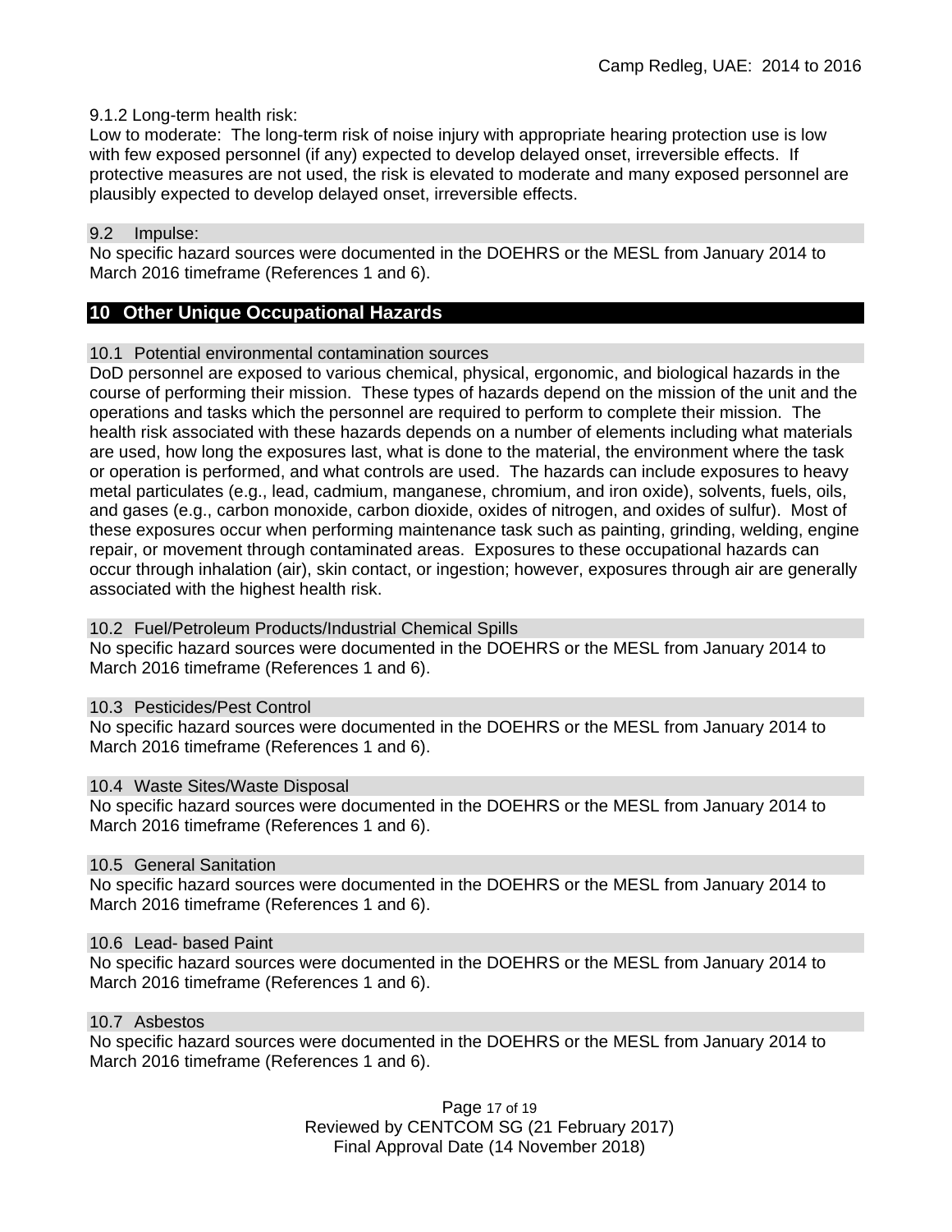9.1.2 Long-term health risk:

Low to moderate: The long-term risk of noise injury with appropriate hearing protection use is low with few exposed personnel (if any) expected to develop delayed onset, irreversible effects. If protective measures are not used, the risk is elevated to moderate and many exposed personnel are plausibly expected to develop delayed onset, irreversible effects.

### 9.2 Impulse:

No specific hazard sources were documented in the DOEHRS or the MESL from January 2014 to March 2016 timeframe (References 1 and 6).

## 10 Other Unique Occupational Hazards

### 10.1 Potential environmental contamination sources

DoD personnel are exposed to various chemical, physical, ergonomic, and biological hazards in the course of performing their mission. These types of hazards depend on the mission of the unit and the operations and tasks which the personnel are required to perform to complete their mission. The health risk associated with these hazards depends on a number of elements including what materials are used, how long the exposures last, what is done to the material, the environment where the task or operation is performed, and what controls are used. The hazards can include exposures to heavy metal particulates (e.g., lead, cadmium, manganese, chromium, and iron oxide), solvents, fuels, oils, and gases (e.g., carbon monoxide, carbon dioxide, oxides of nitrogen, and oxides of sulfur). Most of these exposures occur when performing maintenance task such as painting, grinding, welding, engine repair, or movement through contaminated areas. Exposures to these occupational hazards can occur through inhalation (air), skin contact, or ingestion; however, exposures through air are generally associated with the highest health risk.

### 10.2 Fuel/Petroleum Products/Industrial Chemical Spills

No specific hazard sources were documented in the DOEHRS or the MESL from January 2014 to March 2016 timeframe (References 1 and 6).

### 10.3 Pesticides/Pest Control

No specific hazard sources were documented in the DOEHRS or the MESL from January 2014 to March 2016 timeframe (References 1 and 6).

### 10.4 Waste Sites/Waste Disposal

No specific hazard sources were documented in the DOEHRS or the MESL from January 2014 to March 2016 timeframe (References 1 and 6).

### 10.5 General Sanitation

No specific hazard sources were documented in the DOEHRS or the MESL from January 2014 to March 2016 timeframe (References 1 and 6).

### 10.6 Lead- based Paint

No specific hazard sources were documented in the DOEHRS or the MESL from January 2014 to March 2016 timeframe (References 1 and 6).

### 10.7 Asbestos

No specific hazard sources were documented in the DOEHRS or the MESL from January 2014 to March 2016 timeframe (References 1 and 6).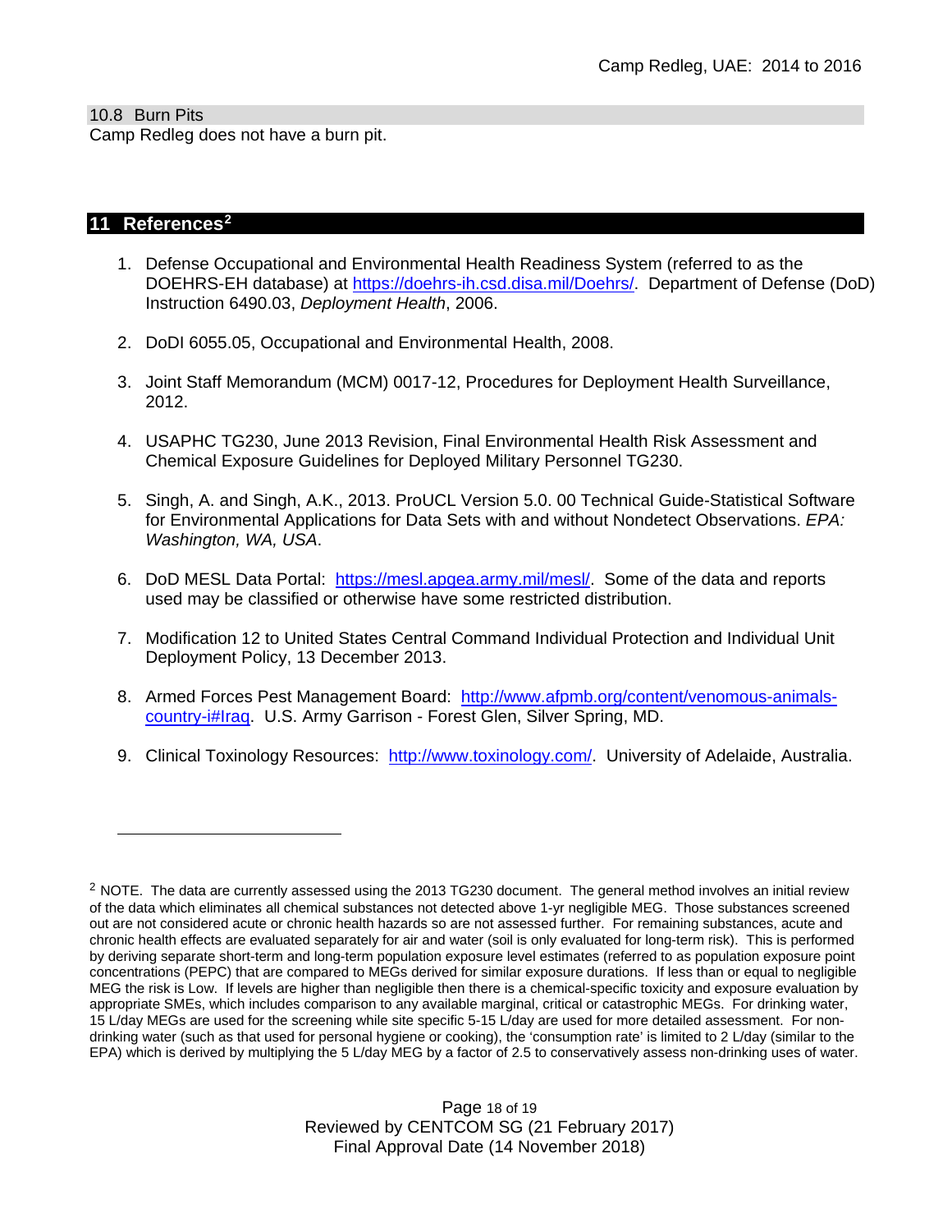### 10.8 Burn Pits

Camp Redleg does not have a burn pit.

## 11 References[2]

1. Defense Occupational and Environmental Health Readiness System (referred to as the DOEHRS-EH database) at https://doehrs-ih.csd.disa.mil/Doehrs/. Department of Defense (DoD) Instruction 6490.03, *Deployment Health*, 2006.

2. DoDI 6055.05, Occupational and Environmental Health, 2008.

3. Joint Staff Memorandum (MCM) 0017-12, Procedures for Deployment Health Surveillance, 2012.

4. USAPHC TG230, June 2013 Revision, Final Environmental Health Risk Assessment and Chemical Exposure Guidelines for Deployed Military Personnel TG230.

5. Singh, A. and Singh, A.K., 2013. ProUCL Version 5.0. 00 Technical Guide-Statistical Software for Environmental Applications for Data Sets with and without Nondetect Observations. *EPA: Washington, WA, USA*.

6. DoD MESL Data Portal: https://mesl.apgea.army.mil/mesl/. Some of the data and reports used may be classified or otherwise have some restricted distribution.

7. Modification 12 to United States Central Command Individual Protection and Individual Unit Deployment Policy, 13 December 2013.

8. Armed Forces Pest Management Board: http://www.afpmb.org/content/venomous-animals-country-i#Iraq. U.S. Army Garrison - Forest Glen, Silver Spring, MD.

9. Clinical Toxinology Resources: http://www.toxinology.com/. University of Adelaide, Australia.

---

[2] NOTE. The data are currently assessed using the 2013 TG230 document. The general method involves an initial review of the data which eliminates all chemical substances not detected above 1-yr negligible MEG. Those substances screened out are not considered acute or chronic health hazards so are not assessed further. For remaining substances, acute and chronic health effects are evaluated separately for air and water (soil is only evaluated for long-term risk). This is performed by deriving separate short-term and long-term population exposure level estimates (referred to as population exposure point concentrations (PEPC) that are compared to MEGs derived for similar exposure durations. If less than or equal to negligible MEG the risk is Low. If levels are higher than negligible then there is a chemical-specific toxicity and exposure evaluation by appropriate SMEs, which includes comparison to any available marginal, critical or catastrophic MEGs. For drinking water, 15 L/day MEGs are used for the screening while site specific 5-15 L/day are used for more detailed assessment. For non-drinking water (such as that used for personal hygiene or cooking), the 'consumption rate' is limited to 2 L/day (similar to the EPA) which is derived by multiplying the 5 L/day MEG by a factor of 2.5 to conservatively assess non-drinking uses of water.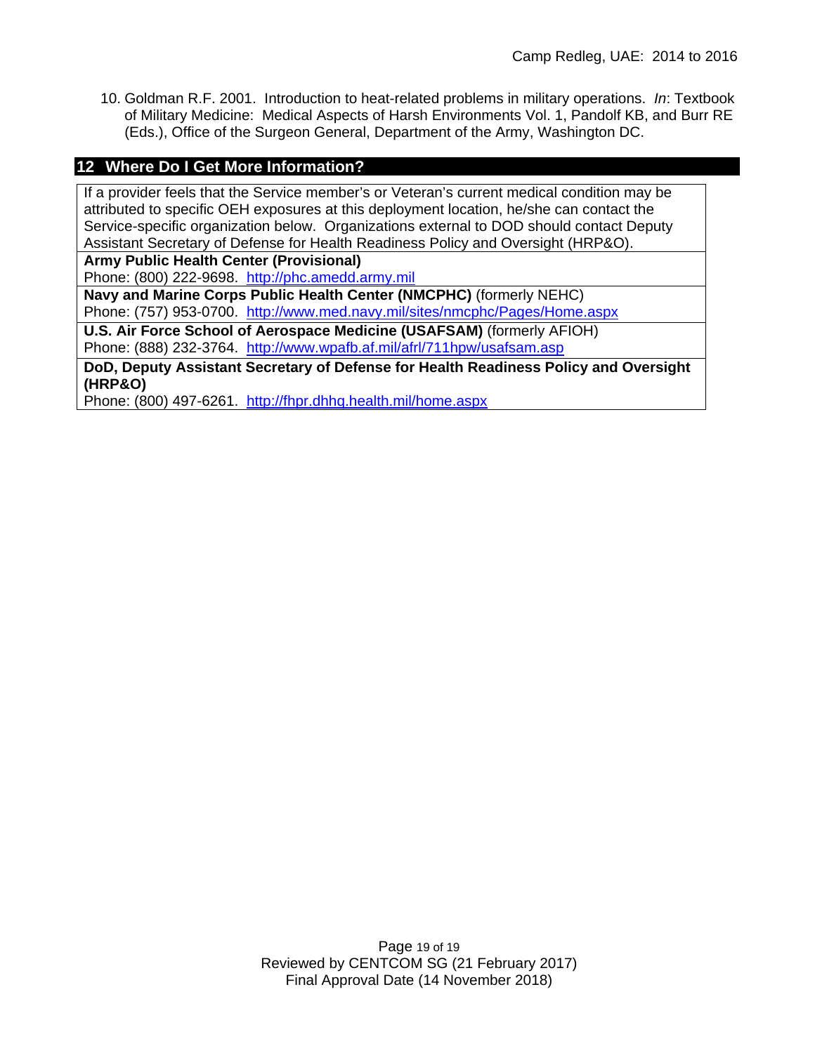10. Goldman R.F. 2001. Introduction to heat-related problems in military operations. *In*: Textbook of Military Medicine: Medical Aspects of Harsh Environments Vol. 1, Pandolf KB, and Burr RE (Eds.), Office of the Surgeon General, Department of the Army, Washington DC.

## 12 Where Do I Get More Information?

| |
|---|
| If a provider feels that the Service member's or Veteran's current medical condition may be attributed to specific OEH exposures at this deployment location, he/she can contact the Service-specific organization below. Organizations external to DOD should contact Deputy Assistant Secretary of Defense for Health Readiness Policy and Oversight (HRP&O). |
| **Army Public Health Center (Provisional)**<br>Phone: (800) 222-9698. http://phc.amedd.army.mil |
| **Navy and Marine Corps Public Health Center (NMCPHC)** (formerly NEHC)<br>Phone: (757) 953-0700. http://www.med.navy.mil/sites/nmcphc/Pages/Home.aspx |
| **U.S. Air Force School of Aerospace Medicine (USAFSAM)** (formerly AFIOH)<br>Phone: (888) 232-3764. http://www.wpafb.af.mil/afrl/711hpw/usafsam.asp |
| **DoD, Deputy Assistant Secretary of Defense for Health Readiness Policy and Oversight (HRP&O)**<br>Phone: (800) 497-6261. http://fhpr.dhhq.health.mil/home.aspx |

Reviewed by CENTCOM SG (21 February 2017)
Final Approval Date (14 November 2018)